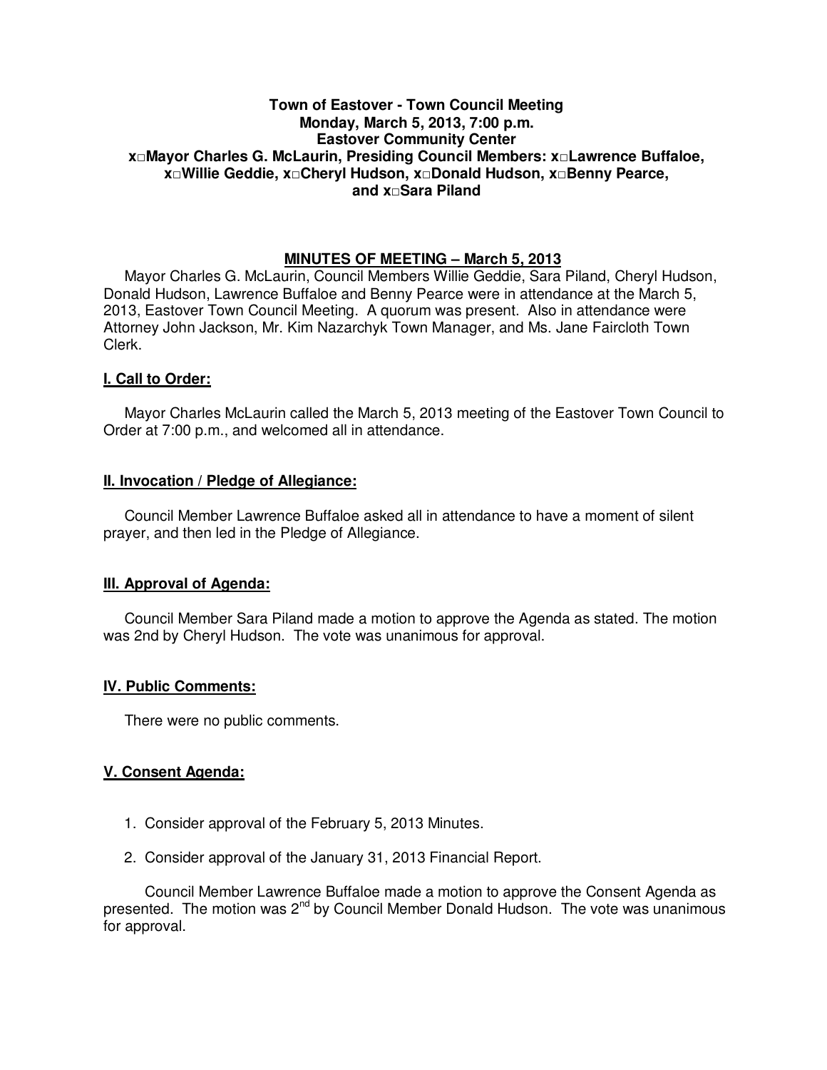**Town of Eastover - Town Council Meeting**
**Monday, March 5, 2013, 7:00 p.m.**
**Eastover Community Center**
**x□Mayor Charles G. McLaurin, Presiding Council Members: x□Lawrence Buffaloe, x□Willie Geddie, x□Cheryl Hudson, x□Donald Hudson, x□Benny Pearce, and x□Sara Piland**

## MINUTES OF MEETING – March 5, 2013

Mayor Charles G. McLaurin, Council Members Willie Geddie, Sara Piland, Cheryl Hudson, Donald Hudson, Lawrence Buffaloe and Benny Pearce were in attendance at the March 5, 2013, Eastover Town Council Meeting. A quorum was present. Also in attendance were Attorney John Jackson, Mr. Kim Nazarchyk Town Manager, and Ms. Jane Faircloth Town Clerk.

### I. Call to Order:

Mayor Charles McLaurin called the March 5, 2013 meeting of the Eastover Town Council to Order at 7:00 p.m., and welcomed all in attendance.

### II. Invocation / Pledge of Allegiance:

Council Member Lawrence Buffaloe asked all in attendance to have a moment of silent prayer, and then led in the Pledge of Allegiance.

### III. Approval of Agenda:

Council Member Sara Piland made a motion to approve the Agenda as stated. The motion was 2nd by Cheryl Hudson. The vote was unanimous for approval.

### IV. Public Comments:

There were no public comments.

### V. Consent Agenda:

1. Consider approval of the February 5, 2013 Minutes.
2. Consider approval of the January 31, 2013 Financial Report.

Council Member Lawrence Buffaloe made a motion to approve the Consent Agenda as presented. The motion was 2nd by Council Member Donald Hudson. The vote was unanimous for approval.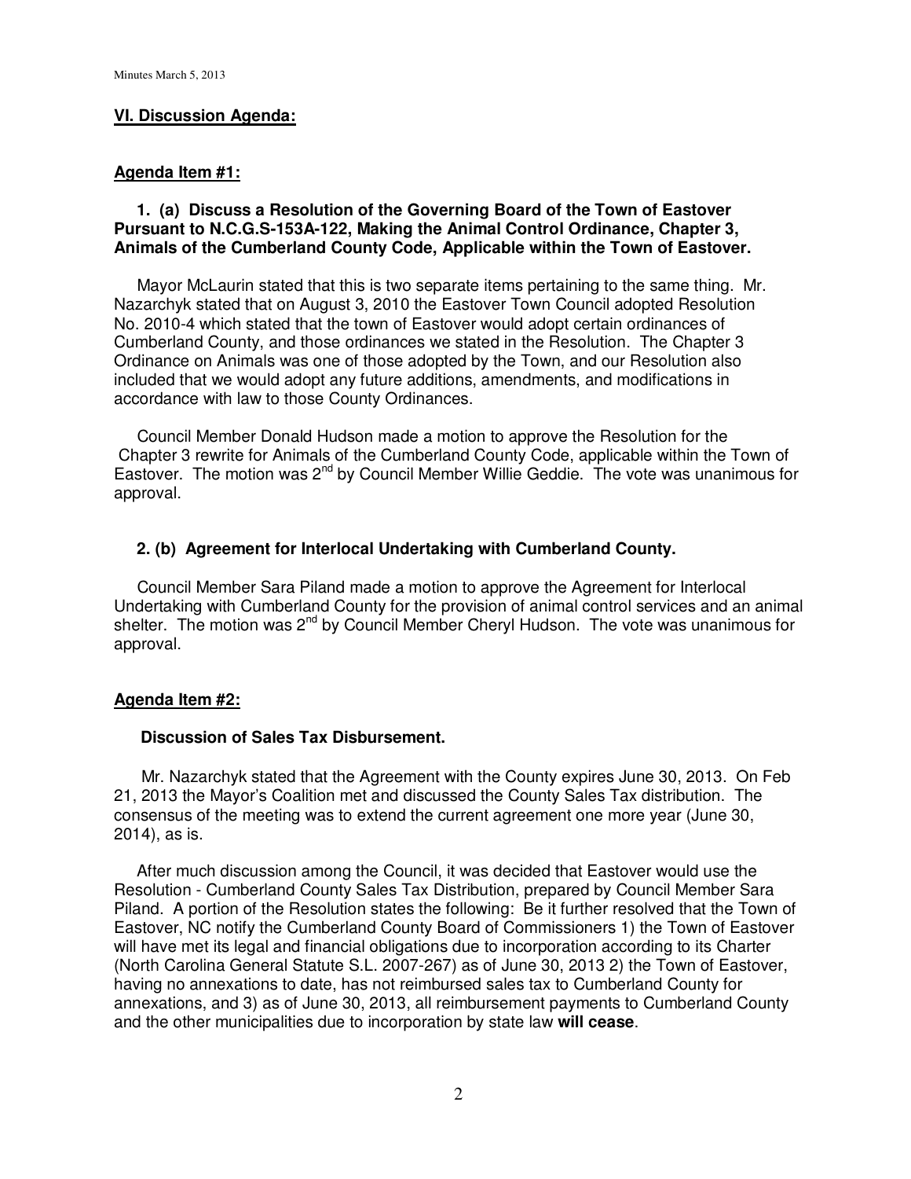## VI. Discussion Agenda:

### Agenda Item #1:

**1. (a) Discuss a Resolution of the Governing Board of the Town of Eastover Pursuant to N.C.G.S-153A-122, Making the Animal Control Ordinance, Chapter 3, Animals of the Cumberland County Code, Applicable within the Town of Eastover.**

Mayor McLaurin stated that this is two separate items pertaining to the same thing. Mr. Nazarchyk stated that on August 3, 2010 the Eastover Town Council adopted Resolution No. 2010-4 which stated that the town of Eastover would adopt certain ordinances of Cumberland County, and those ordinances we stated in the Resolution. The Chapter 3 Ordinance on Animals was one of those adopted by the Town, and our Resolution also included that we would adopt any future additions, amendments, and modifications in accordance with law to those County Ordinances.

Council Member Donald Hudson made a motion to approve the Resolution for the Chapter 3 rewrite for Animals of the Cumberland County Code, applicable within the Town of Eastover. The motion was 2nd by Council Member Willie Geddie. The vote was unanimous for approval.

**2. (b) Agreement for Interlocal Undertaking with Cumberland County.**

Council Member Sara Piland made a motion to approve the Agreement for Interlocal Undertaking with Cumberland County for the provision of animal control services and an animal shelter. The motion was 2nd by Council Member Cheryl Hudson. The vote was unanimous for approval.

### Agenda Item #2:

**Discussion of Sales Tax Disbursement.**

Mr. Nazarchyk stated that the Agreement with the County expires June 30, 2013. On Feb 21, 2013 the Mayor's Coalition met and discussed the County Sales Tax distribution. The consensus of the meeting was to extend the current agreement one more year (June 30, 2014), as is.

After much discussion among the Council, it was decided that Eastover would use the Resolution - Cumberland County Sales Tax Distribution, prepared by Council Member Sara Piland. A portion of the Resolution states the following: Be it further resolved that the Town of Eastover, NC notify the Cumberland County Board of Commissioners 1) the Town of Eastover will have met its legal and financial obligations due to incorporation according to its Charter (North Carolina General Statute S.L. 2007-267) as of June 30, 2013 2) the Town of Eastover, having no annexations to date, has not reimbursed sales tax to Cumberland County for annexations, and 3) as of June 30, 2013, all reimbursement payments to Cumberland County and the other municipalities due to incorporation by state law **will cease**.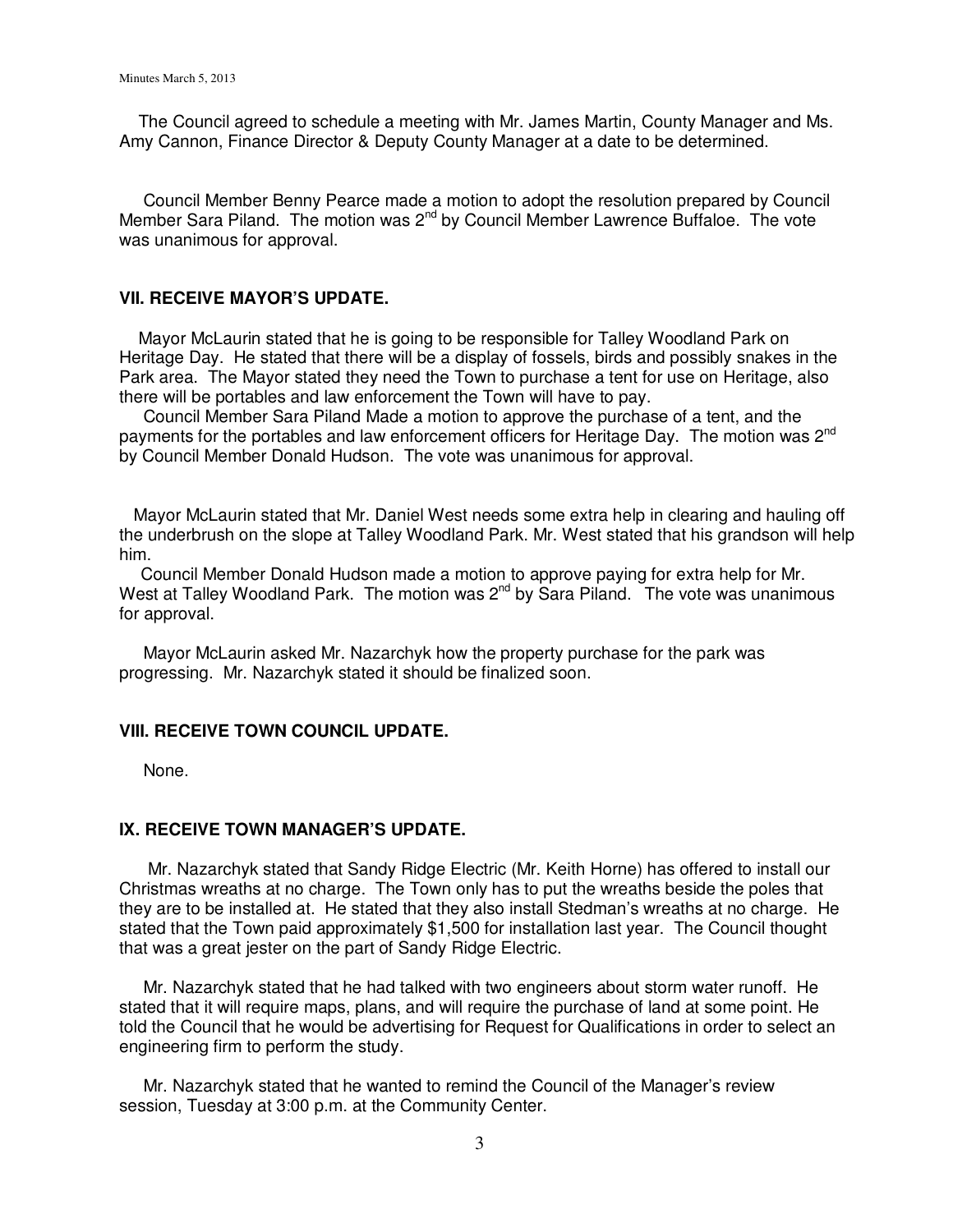The Council agreed to schedule a meeting with Mr. James Martin, County Manager and Ms. Amy Cannon, Finance Director & Deputy County Manager at a date to be determined.

Council Member Benny Pearce made a motion to adopt the resolution prepared by Council Member Sara Piland. The motion was 2nd by Council Member Lawrence Buffaloe. The vote was unanimous for approval.

## VII. RECEIVE MAYOR'S UPDATE.

Mayor McLaurin stated that he is going to be responsible for Talley Woodland Park on Heritage Day. He stated that there will be a display of fossels, birds and possibly snakes in the Park area. The Mayor stated they need the Town to purchase a tent for use on Heritage, also there will be portables and law enforcement the Town will have to pay.

Council Member Sara Piland Made a motion to approve the purchase of a tent, and the payments for the portables and law enforcement officers for Heritage Day. The motion was 2nd by Council Member Donald Hudson. The vote was unanimous for approval.

Mayor McLaurin stated that Mr. Daniel West needs some extra help in clearing and hauling off the underbrush on the slope at Talley Woodland Park. Mr. West stated that his grandson will help him.

Council Member Donald Hudson made a motion to approve paying for extra help for Mr. West at Talley Woodland Park. The motion was 2nd by Sara Piland. The vote was unanimous for approval.

Mayor McLaurin asked Mr. Nazarchyk how the property purchase for the park was progressing. Mr. Nazarchyk stated it should be finalized soon.

## VIII. RECEIVE TOWN COUNCIL UPDATE.

None.

## IX. RECEIVE TOWN MANAGER'S UPDATE.

Mr. Nazarchyk stated that Sandy Ridge Electric (Mr. Keith Horne) has offered to install our Christmas wreaths at no charge. The Town only has to put the wreaths beside the poles that they are to be installed at. He stated that they also install Stedman's wreaths at no charge. He stated that the Town paid approximately $1,500 for installation last year. The Council thought that was a great jester on the part of Sandy Ridge Electric.

Mr. Nazarchyk stated that he had talked with two engineers about storm water runoff. He stated that it will require maps, plans, and will require the purchase of land at some point. He told the Council that he would be advertising for Request for Qualifications in order to select an engineering firm to perform the study.

Mr. Nazarchyk stated that he wanted to remind the Council of the Manager's review session, Tuesday at 3:00 p.m. at the Community Center.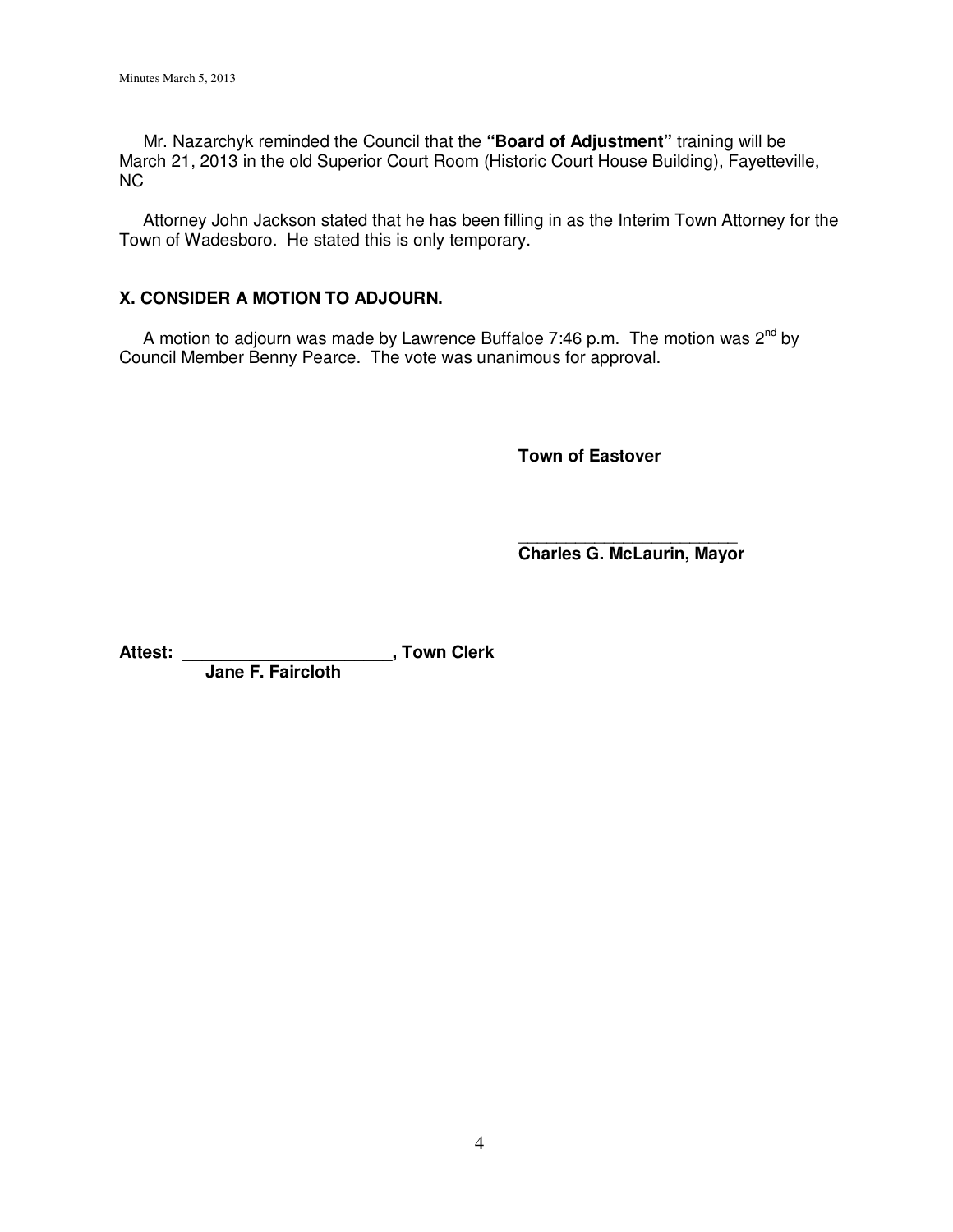Mr. Nazarchyk reminded the Council that the **"Board of Adjustment"** training will be March 21, 2013 in the old Superior Court Room (Historic Court House Building), Fayetteville, NC

Attorney John Jackson stated that he has been filling in as the Interim Town Attorney for the Town of Wadesboro. He stated this is only temporary.

## X. CONSIDER A MOTION TO ADJOURN.

A motion to adjourn was made by Lawrence Buffaloe 7:46 p.m. The motion was 2nd by Council Member Benny Pearce. The vote was unanimous for approval.

**Town of Eastover**

\_\_\_\_\_\_\_\_\_\_\_\_\_\_\_\_\_\_\_\_\_\_\_\_
**Charles G. McLaurin, Mayor**

**Attest: \_\_\_\_\_\_\_\_\_\_\_\_\_\_\_\_\_\_\_\_\_\_, Town Clerk**
**Jane F. Faircloth**